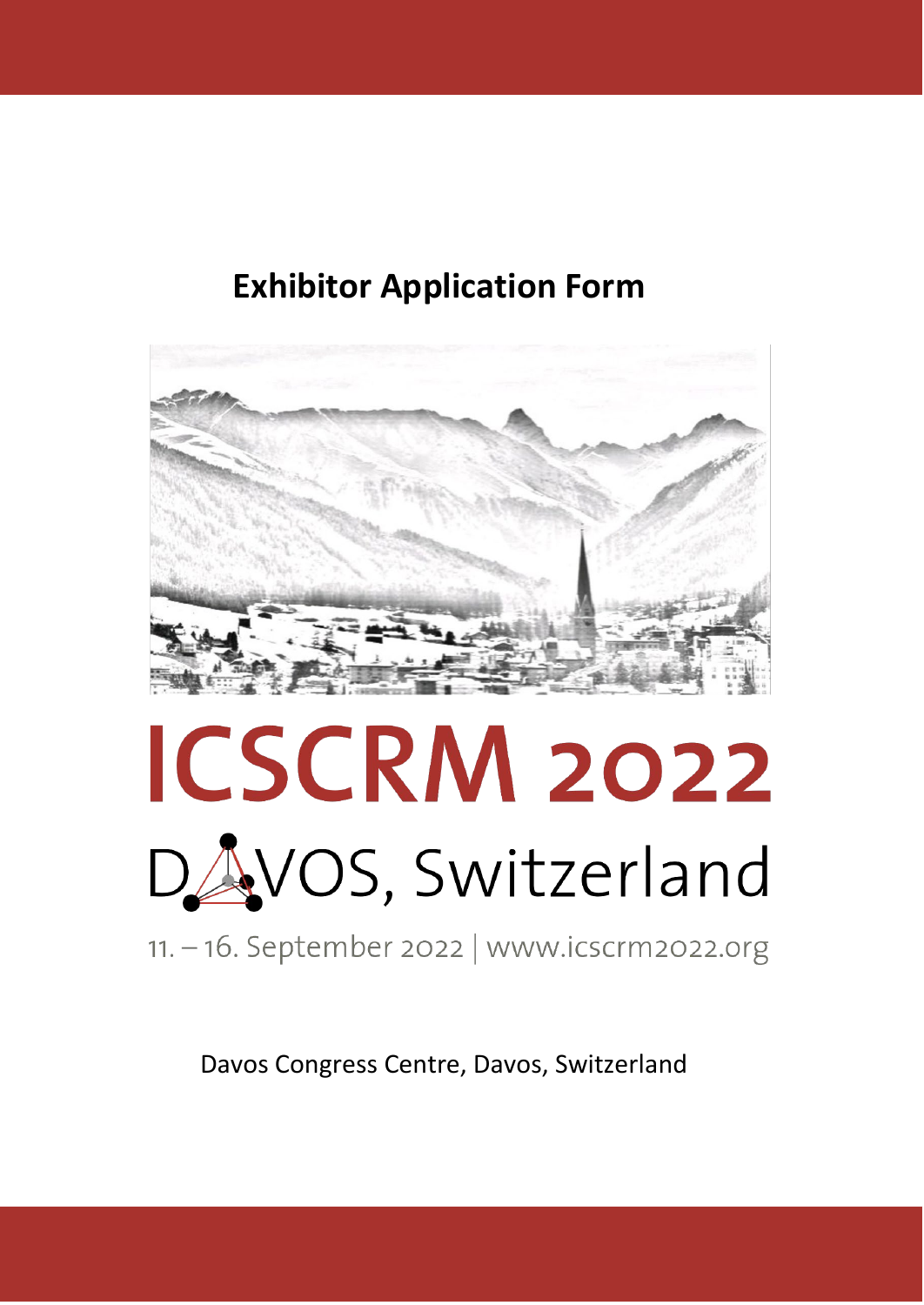# Exhibitor Application Form

# ICSCRM 2022

DAVOS, Switzerland

11. – 16. September 2022 | www.icscrm2022.org

Davos Congress Centre, Davos, Switzerland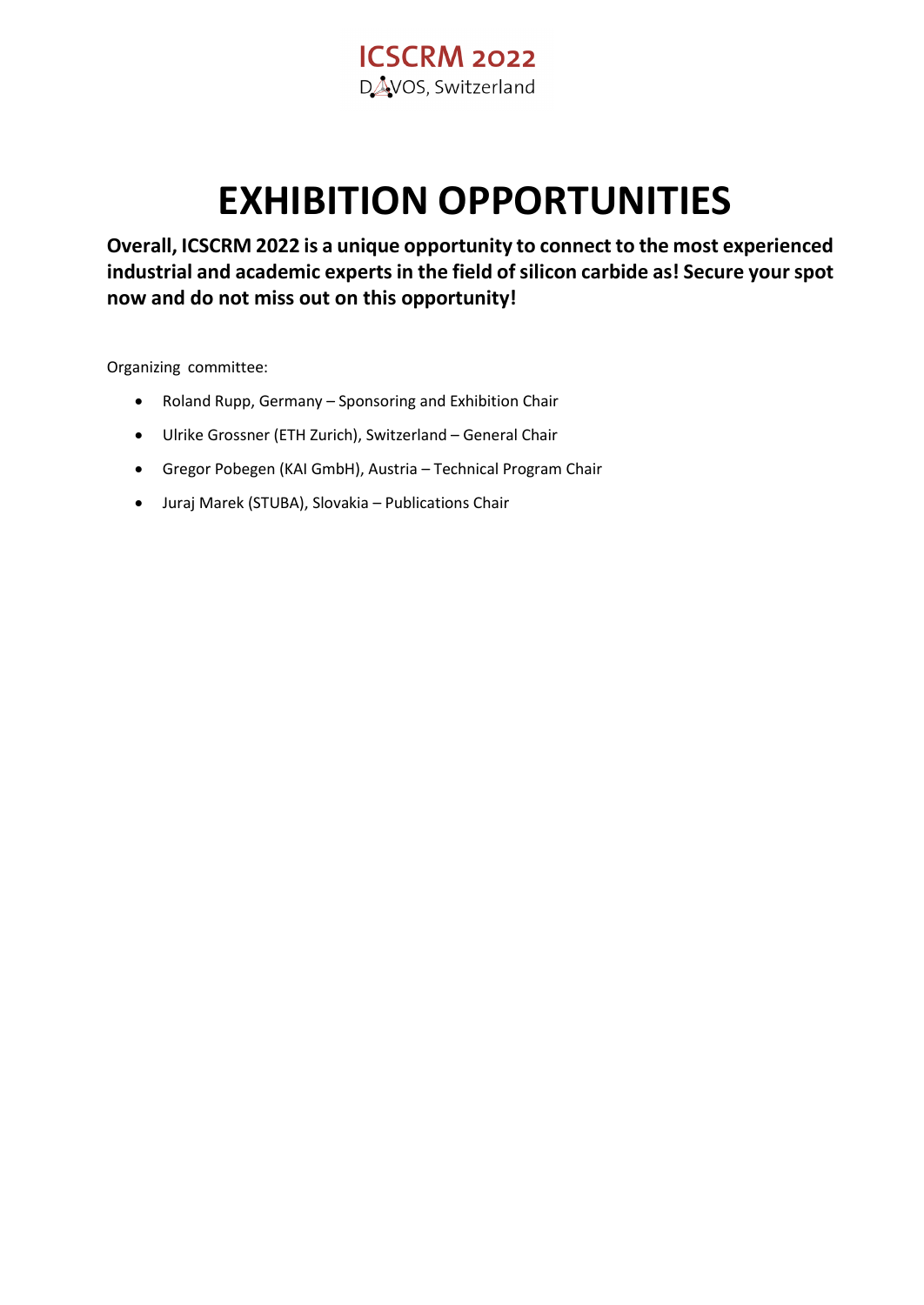# EXHIBITION OPPORTUNITIES

**Overall, ICSCRM 2022 is a unique opportunity to connect to the most experienced industrial and academic experts in the field of silicon carbide as! Secure your spot now and do not miss out on this opportunity!**

Organizing committee:

- Roland Rupp, Germany – Sponsoring and Exhibition Chair
- Ulrike Grossner (ETH Zurich), Switzerland – General Chair
- Gregor Pobegen (KAI GmbH), Austria – Technical Program Chair
- Juraj Marek (STUBA), Slovakia – Publications Chair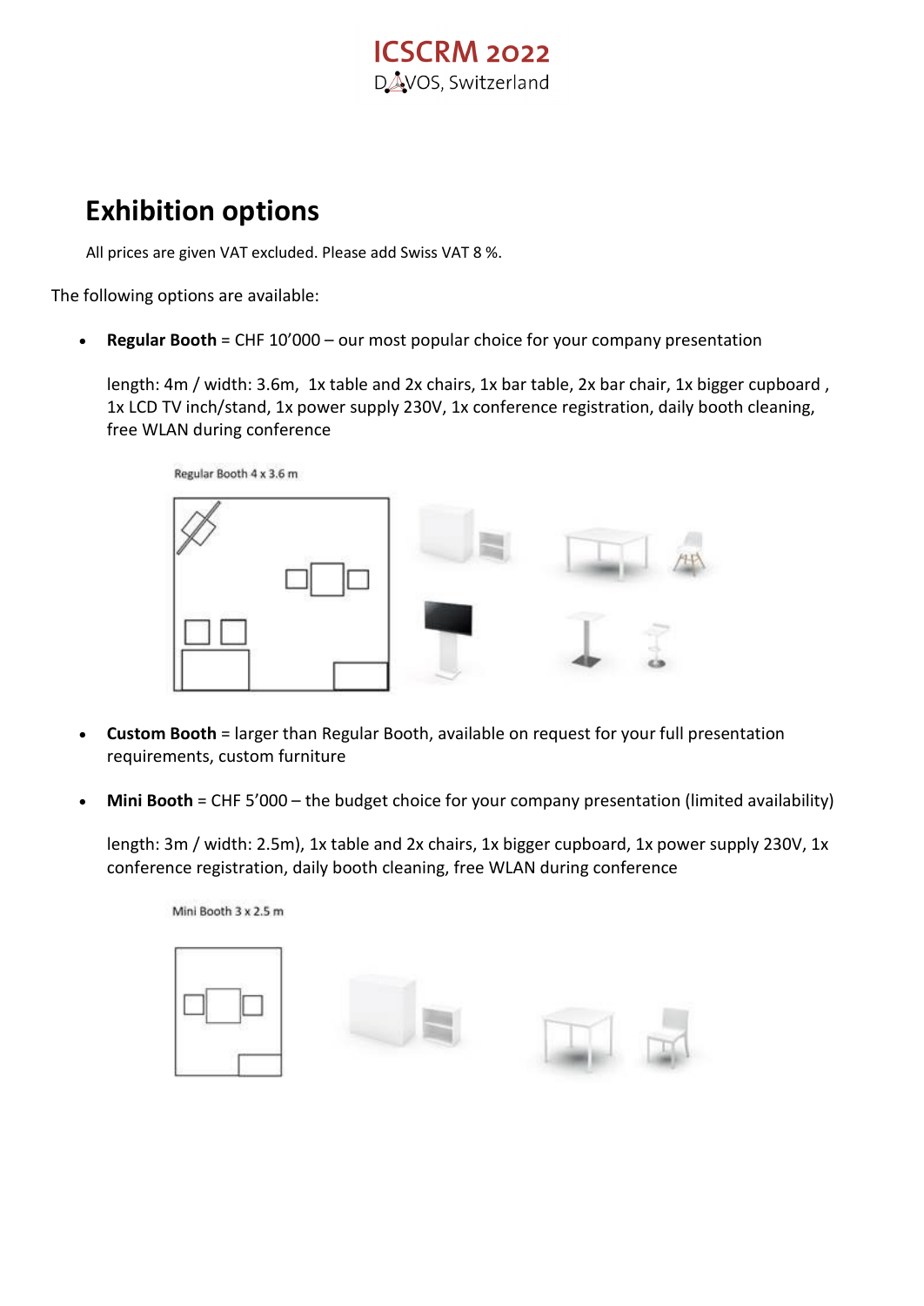# Exhibition options

All prices are given VAT excluded. Please add Swiss VAT 8 %.

The following options are available:

- **Regular Booth** = CHF 10’000 – our most popular choice for your company presentation

  length: 4m / width: 3.6m,  1x table and 2x chairs, 1x bar table, 2x bar chair, 1x bigger cupboard , 1x LCD TV inch/stand, 1x power supply 230V, 1x conference registration, daily booth cleaning, free WLAN during conference

  Regular Booth 4 x 3.6 m

- **Custom Booth** = larger than Regular Booth, available on request for your full presentation requirements, custom furniture

- **Mini Booth** = CHF 5’000 – the budget choice for your company presentation (limited availability)

  length: 3m / width: 2.5m), 1x table and 2x chairs, 1x bigger cupboard, 1x power supply 230V, 1x conference registration, daily booth cleaning, free WLAN during conference

  Mini Booth 3 x 2.5 m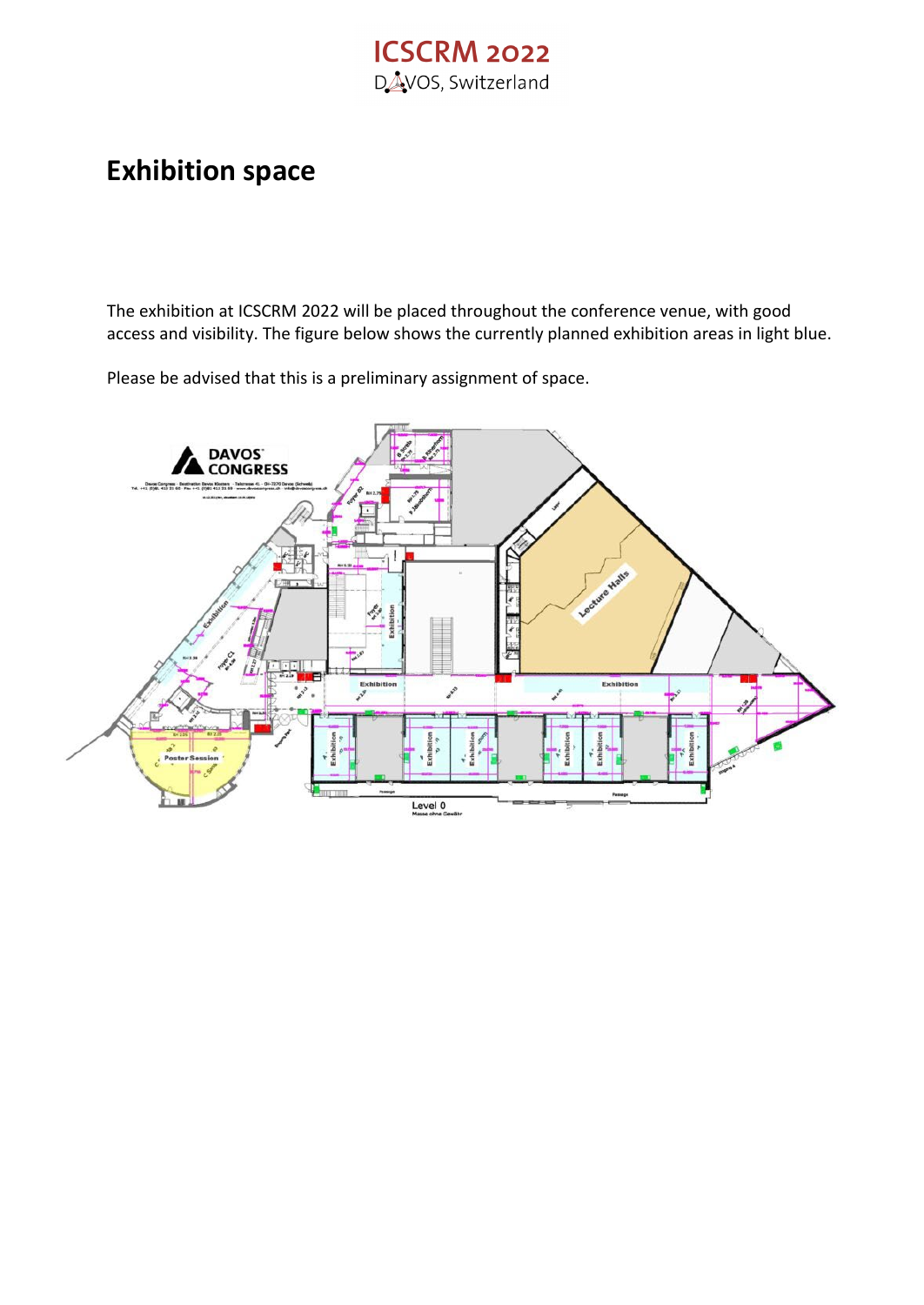# Exhibition space

The exhibition at ICSCRM 2022 will be placed throughout the conference venue, with good access and visibility. The figure below shows the currently planned exhibition areas in light blue.

Please be advised that this is a preliminary assignment of space.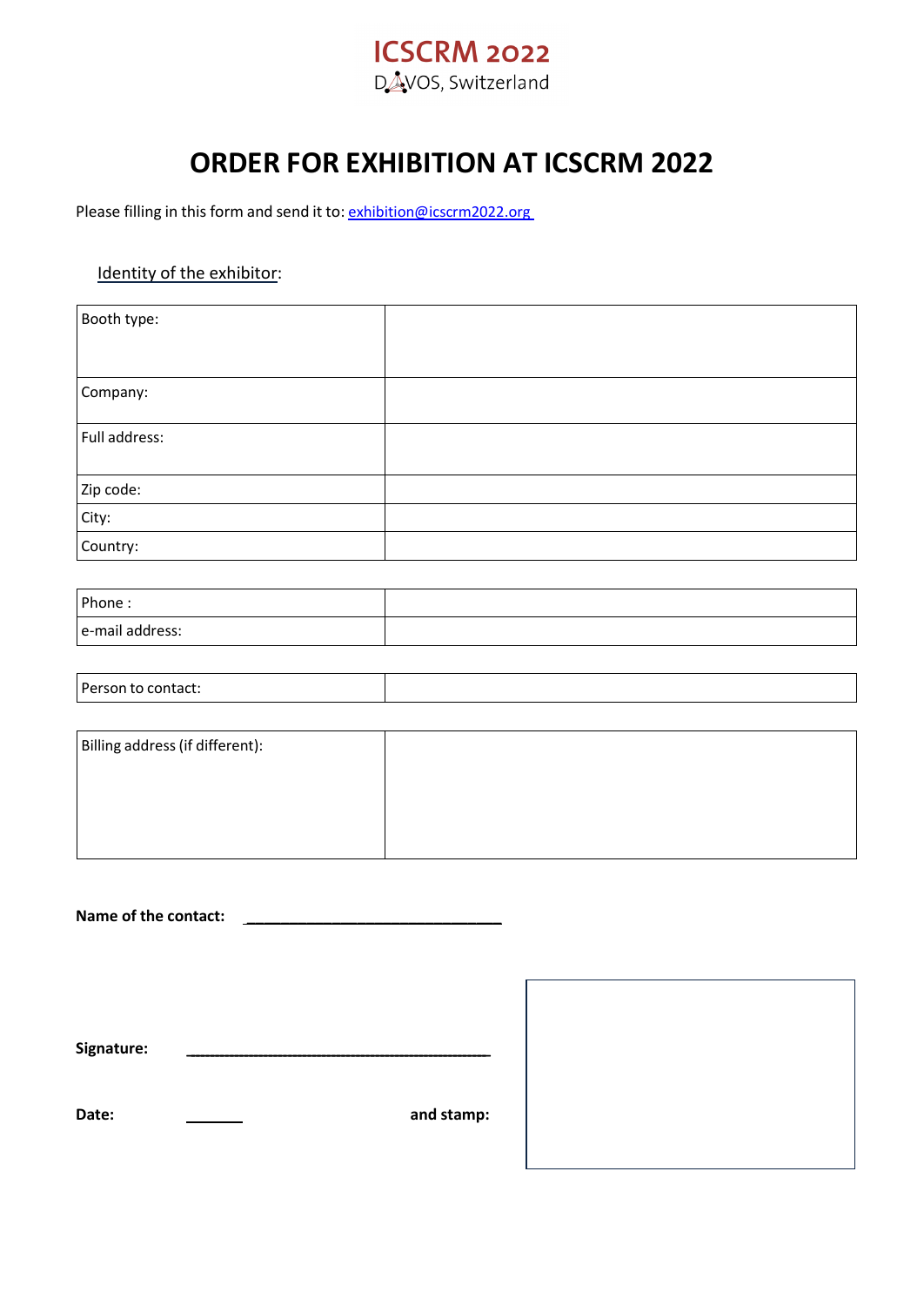ICSCRM 2022
DAVOS, Switzerland

# ORDER FOR EXHIBITION AT ICSCRM 2022

Please filling in this form and send it to: exhibition@icscrm2022.org

Identity of the exhibitor:

| | |
|---|---|
| Booth type: | |
| Company: | |
| Full address: | |
| Zip code: | |
| City: | |
| Country: | |

| | |
|---|---|
| Phone : | |
| e-mail address: | |

| | |
|---|---|
| Person to contact: | |

| | |
|---|---|
| Billing address (if different): | |

**Name of the contact:** ______________________________

**Signature:** ______________________________

**Date:** _______ **and stamp:**